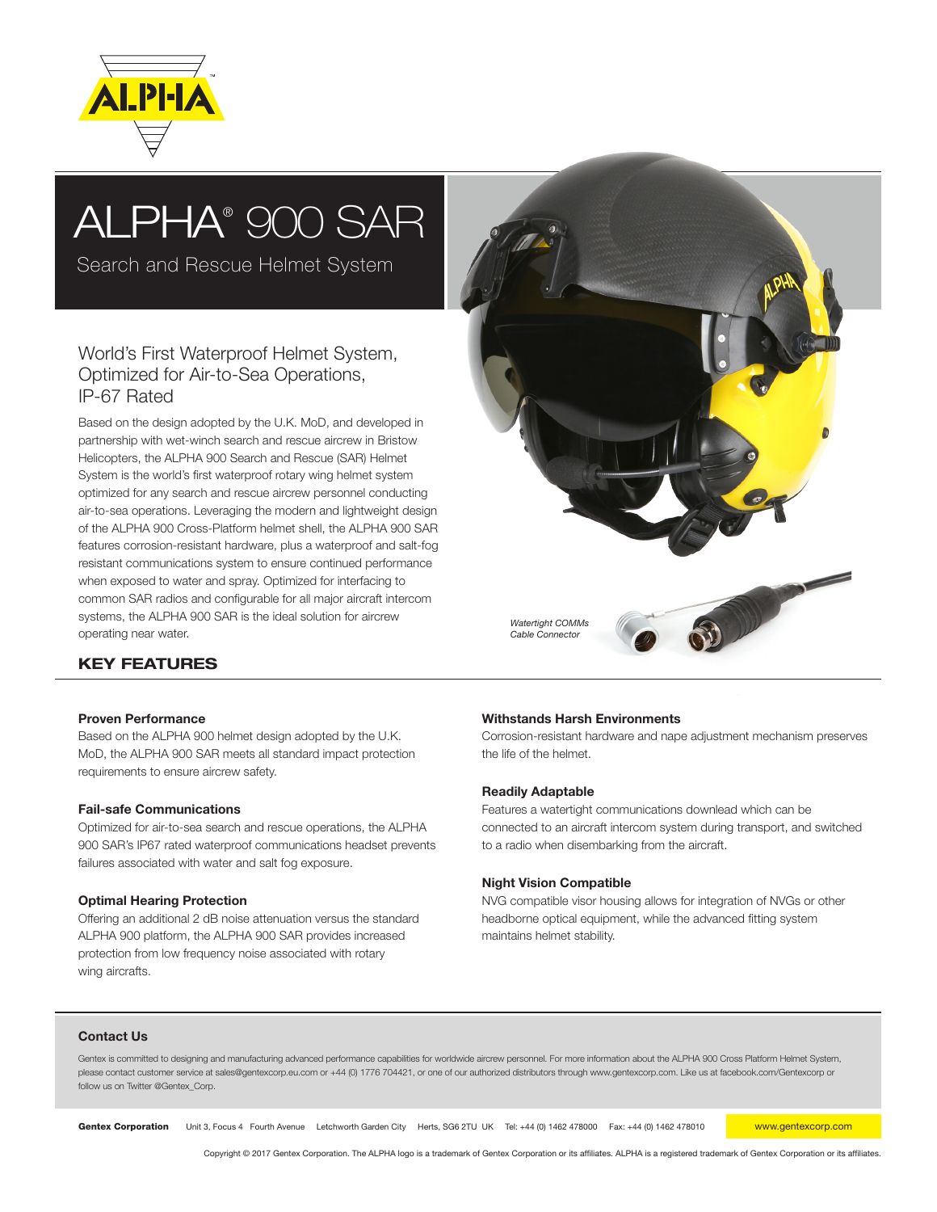# ALPHA® 900 SAR

Search and Rescue Helmet System

## World's First Waterproof Helmet System, Optimized for Air-to-Sea Operations, IP-67 Rated

Based on the design adopted by the U.K. MoD, and developed in partnership with wet-winch search and rescue aircrew in Bristow Helicopters, the ALPHA 900 Search and Rescue (SAR) Helmet System is the world's first waterproof rotary wing helmet system optimized for any search and rescue aircrew personnel conducting air-to-sea operations. Leveraging the modern and lightweight design of the ALPHA 900 Cross-Platform helmet shell, the ALPHA 900 SAR features corrosion-resistant hardware, plus a waterproof and salt-fog resistant communications system to ensure continued performance when exposed to water and spray. Optimized for interfacing to common SAR radios and configurable for all major aircraft intercom systems, the ALPHA 900 SAR is the ideal solution for aircrew operating near water.

*Watertight COMMs Cable Connector*

## KEY FEATURES

**Proven Performance**
Based on the ALPHA 900 helmet design adopted by the U.K. MoD, the ALPHA 900 SAR meets all standard impact protection requirements to ensure aircrew safety.

**Fail-safe Communications**
Optimized for air-to-sea search and rescue operations, the ALPHA 900 SAR's IP67 rated waterproof communications headset prevents failures associated with water and salt fog exposure.

**Optimal Hearing Protection**
Offering an additional 2 dB noise attenuation versus the standard ALPHA 900 platform, the ALPHA 900 SAR provides increased protection from low frequency noise associated with rotary wing aircrafts.

**Withstands Harsh Environments**
Corrosion-resistant hardware and nape adjustment mechanism preserves the life of the helmet.

**Readily Adaptable**
Features a watertight communications downlead which can be connected to an aircraft intercom system during transport, and switched to a radio when disembarking from the aircraft.

**Night Vision Compatible**
NVG compatible visor housing allows for integration of NVGs or other headborne optical equipment, while the advanced fitting system maintains helmet stability.

### Contact Us

Gentex is committed to designing and manufacturing advanced performance capabilities for worldwide aircrew personnel. For more information about the ALPHA 900 Cross Platform Helmet System, please contact customer service at sales@gentexcorp.eu.com or +44 (0) 1776 704421, or one of our authorized distributors through www.gentexcorp.com. Like us at facebook.com/Gentexcorp or follow us on Twitter @Gentex_Corp.

**Gentex Corporation** Unit 3, Focus 4 Fourth Avenue Letchworth Garden City Herts, SG6 2TU UK Tel: +44 (0) 1462 478000 Fax: +44 (0) 1462 478010 www.gentexcorp.com

Copyright © 2017 Gentex Corporation. The ALPHA logo is a trademark of Gentex Corporation or its affiliates. ALPHA is a registered trademark of Gentex Corporation or its affiliates.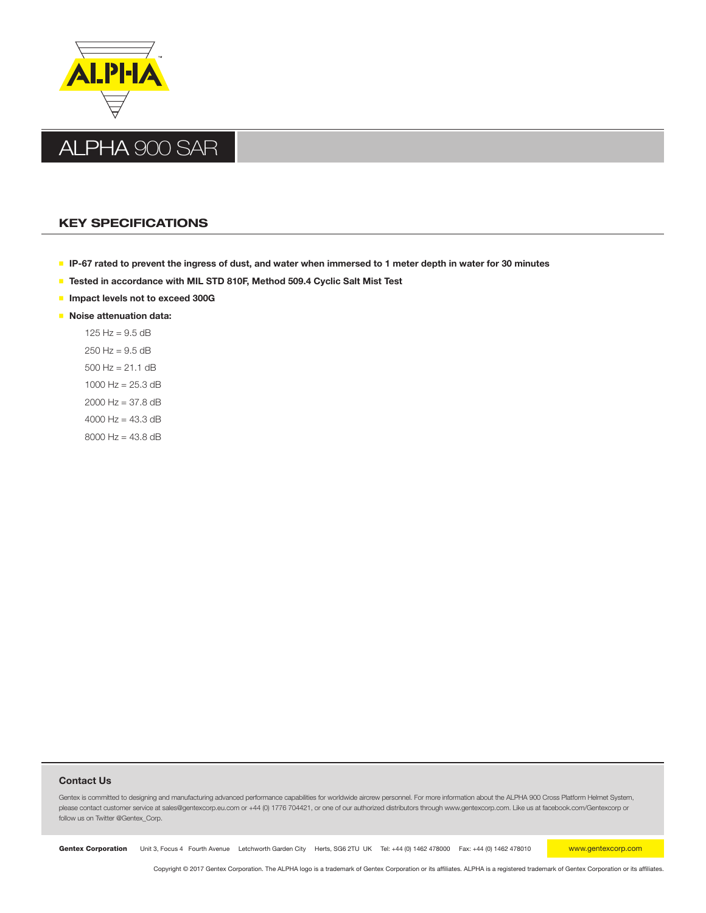# ALPHA 900 SAR

## KEY SPECIFICATIONS

- **IP-67 rated to prevent the ingress of dust, and water when immersed to 1 meter depth in water for 30 minutes**
- **Tested in accordance with MIL STD 810F, Method 509.4 Cyclic Salt Mist Test**
- **Impact levels not to exceed 300G**
- **Noise attenuation data:**

  125 Hz = 9.5 dB

  250 Hz = 9.5 dB

  500 Hz = 21.1 dB

  1000 Hz = 25.3 dB

  2000 Hz = 37.8 dB

  4000 Hz = 43.3 dB

  8000 Hz = 43.8 dB

### Contact Us

Gentex is committed to designing and manufacturing advanced performance capabilities for worldwide aircrew personnel. For more information about the ALPHA 900 Cross Platform Helmet System, please contact customer service at sales@gentexcorp.eu.com or +44 (0) 1776 704421, or one of our authorized distributors through www.gentexcorp.com. Like us at facebook.com/Gentexcorp or follow us on Twitter @Gentex_Corp.

**Gentex Corporation** Unit 3, Focus 4 Fourth Avenue Letchworth Garden City Herts, SG6 2TU UK Tel: +44 (0) 1462 478000 Fax: +44 (0) 1462 478010 www.gentexcorp.com

Copyright © 2017 Gentex Corporation. The ALPHA logo is a trademark of Gentex Corporation or its affiliates. ALPHA is a registered trademark of Gentex Corporation or its affiliates.